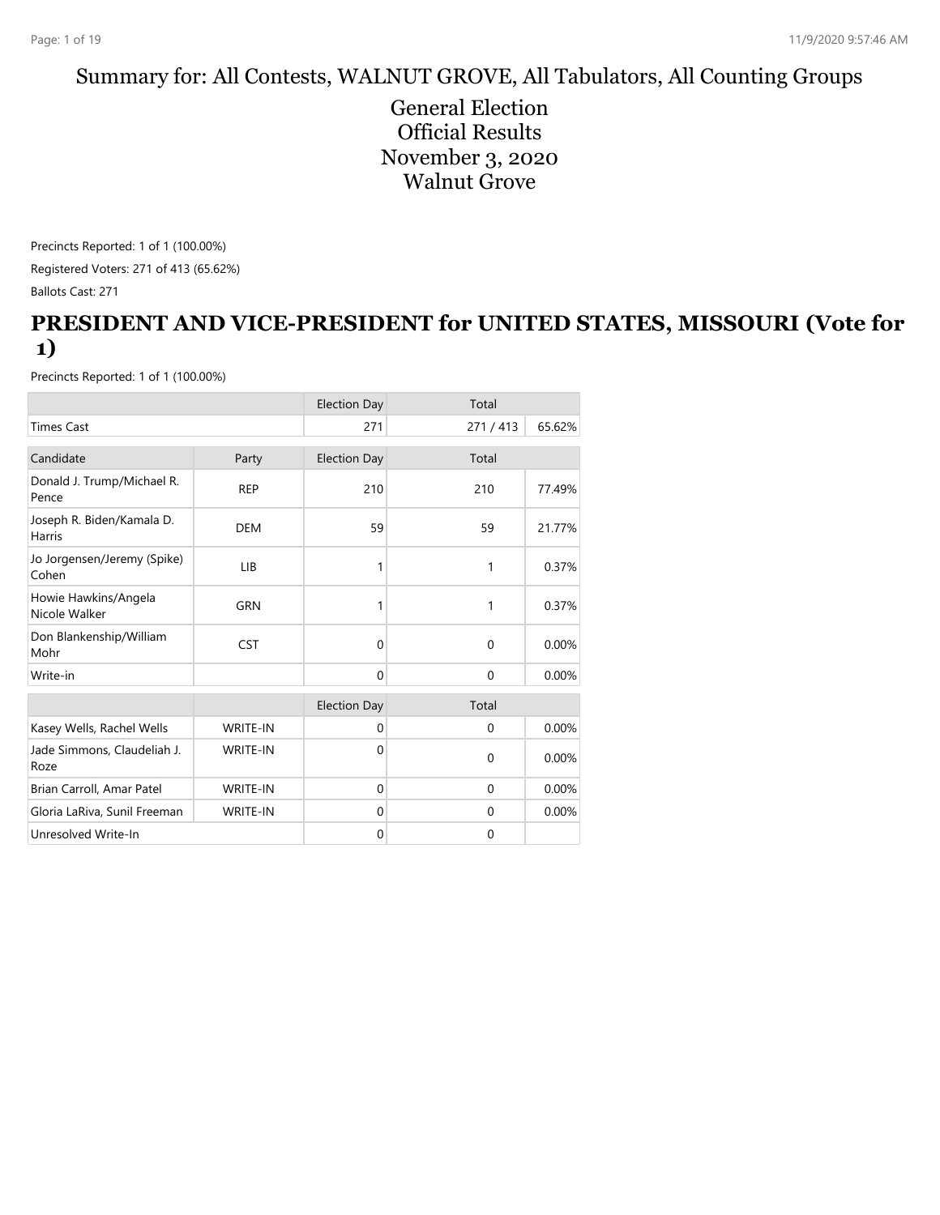Summary for: All Contests, WALNUT GROVE, All Tabulators, All Counting Groups

General Election
Official Results
November 3, 2020
Walnut Grove

Precincts Reported: 1 of 1 (100.00%)

Registered Voters: 271 of 413 (65.62%)

Ballots Cast: 271

## PRESIDENT AND VICE-PRESIDENT for UNITED STATES, MISSOURI (Vote for 1)

Precincts Reported: 1 of 1 (100.00%)

| | | Election Day | Total | |
|---|---|---|---|---|
| Times Cast | | 271 | 271 / 413 | 65.62% |

| Candidate | Party | Election Day | Total | |
|---|---|---|---|---|
| Donald J. Trump/Michael R. Pence | REP | 210 | 210 | 77.49% |
| Joseph R. Biden/Kamala D. Harris | DEM | 59 | 59 | 21.77% |
| Jo Jorgensen/Jeremy (Spike) Cohen | LIB | 1 | 1 | 0.37% |
| Howie Hawkins/Angela Nicole Walker | GRN | 1 | 1 | 0.37% |
| Don Blankenship/William Mohr | CST | 0 | 0 | 0.00% |
| Write-in | | 0 | 0 | 0.00% |

| | | Election Day | Total | |
|---|---|---|---|---|
| Kasey Wells, Rachel Wells | WRITE-IN | 0 | 0 | 0.00% |
| Jade Simmons, Claudeliah J. Roze | WRITE-IN | 0 | 0 | 0.00% |
| Brian Carroll, Amar Patel | WRITE-IN | 0 | 0 | 0.00% |
| Gloria LaRiva, Sunil Freeman | WRITE-IN | 0 | 0 | 0.00% |
| Unresolved Write-In | | 0 | 0 | |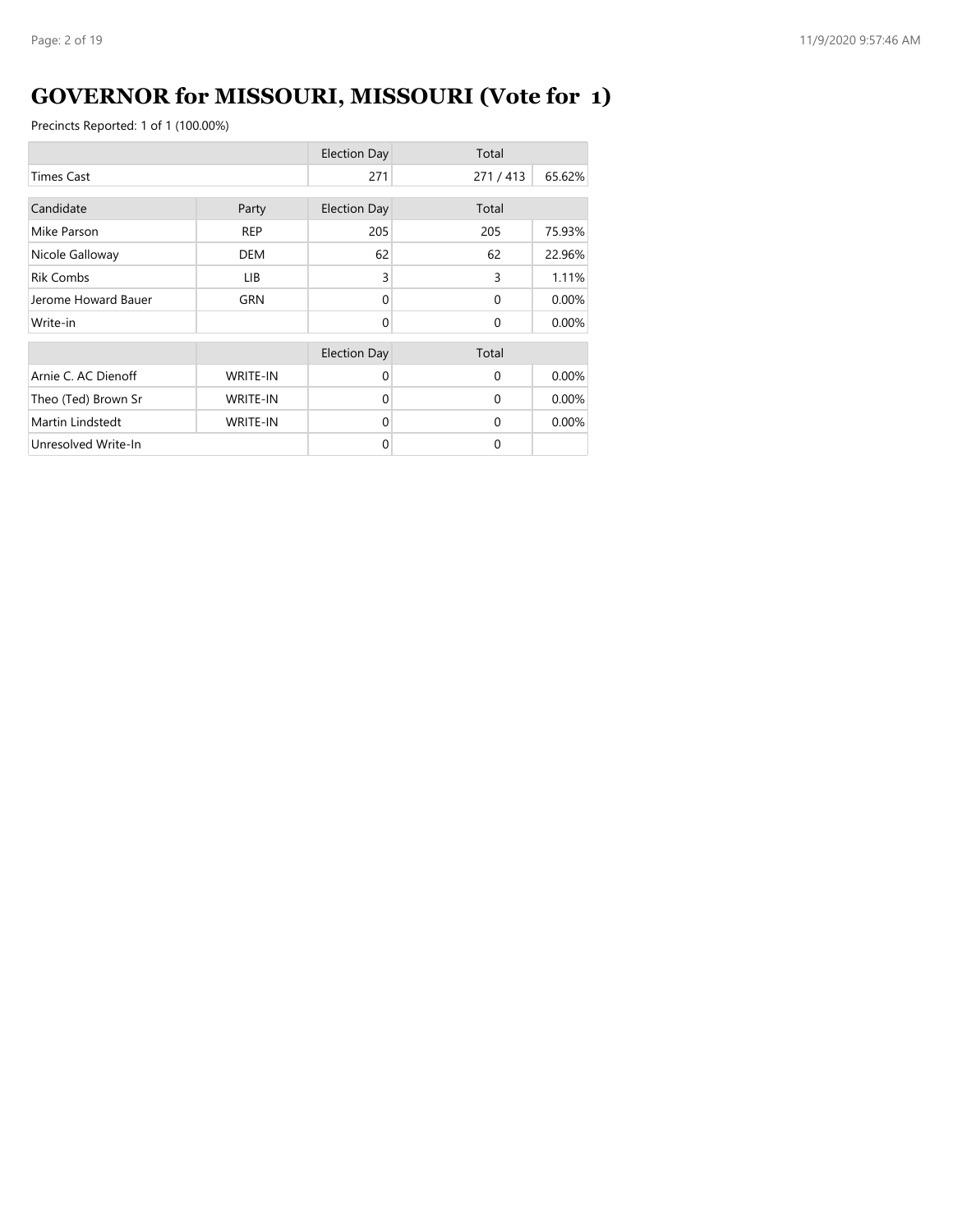# GOVERNOR for MISSOURI, MISSOURI (Vote for 1)

Precincts Reported: 1 of 1 (100.00%)

| | | Election Day | Total | |
|---|---|---|---|---|
| Times Cast | | 271 | 271 / 413 | 65.62% |

| Candidate | Party | Election Day | Total | |
|---|---|---|---|---|
| Mike Parson | REP | 205 | 205 | 75.93% |
| Nicole Galloway | DEM | 62 | 62 | 22.96% |
| Rik Combs | LIB | 3 | 3 | 1.11% |
| Jerome Howard Bauer | GRN | 0 | 0 | 0.00% |
| Write-in | | 0 | 0 | 0.00% |

| | | Election Day | Total | |
|---|---|---|---|---|
| Arnie C. AC Dienoff | WRITE-IN | 0 | 0 | 0.00% |
| Theo (Ted) Brown Sr | WRITE-IN | 0 | 0 | 0.00% |
| Martin Lindstedt | WRITE-IN | 0 | 0 | 0.00% |
| Unresolved Write-In | | 0 | 0 | |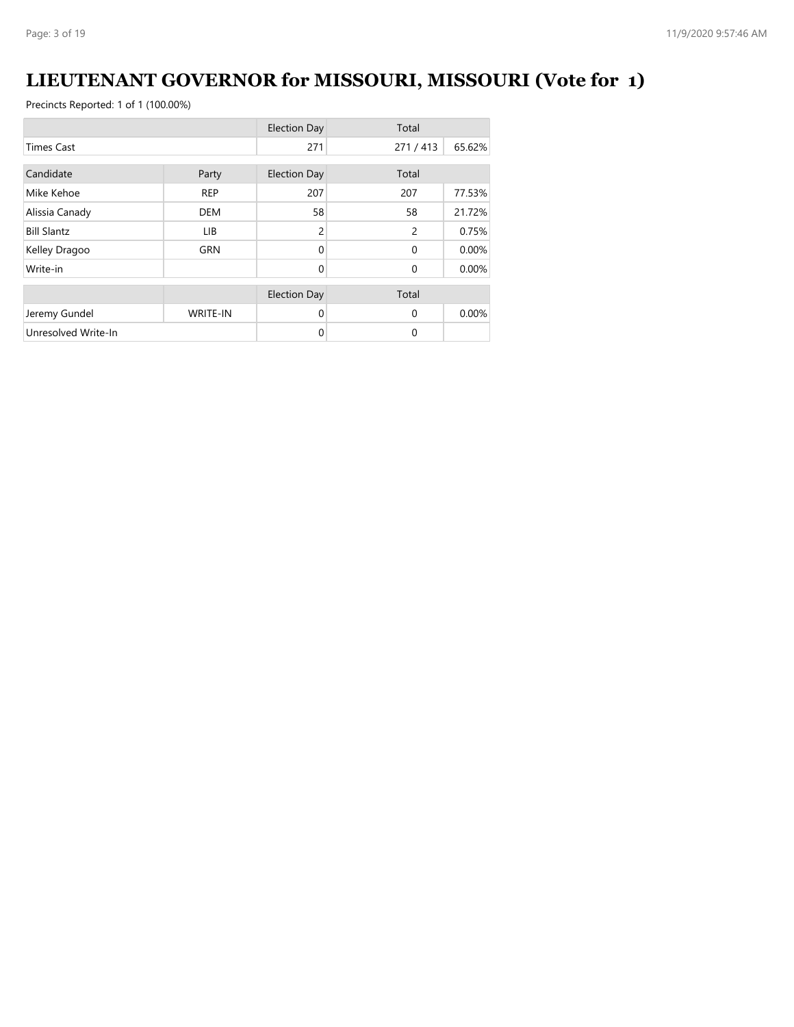# LIEUTENANT GOVERNOR for MISSOURI, MISSOURI (Vote for 1)

Precincts Reported: 1 of 1 (100.00%)

| | | Election Day | Total | |
|---|---|---|---|---|
| Times Cast | | 271 | 271 / 413 | 65.62% |

| Candidate | Party | Election Day | Total | |
|---|---|---|---|---|
| Mike Kehoe | REP | 207 | 207 | 77.53% |
| Alissia Canady | DEM | 58 | 58 | 21.72% |
| Bill Slantz | LIB | 2 | 2 | 0.75% |
| Kelley Dragoo | GRN | 0 | 0 | 0.00% |
| Write-in | | 0 | 0 | 0.00% |

| | | Election Day | Total | |
|---|---|---|---|---|
| Jeremy Gundel | WRITE-IN | 0 | 0 | 0.00% |
| Unresolved Write-In | | 0 | 0 | |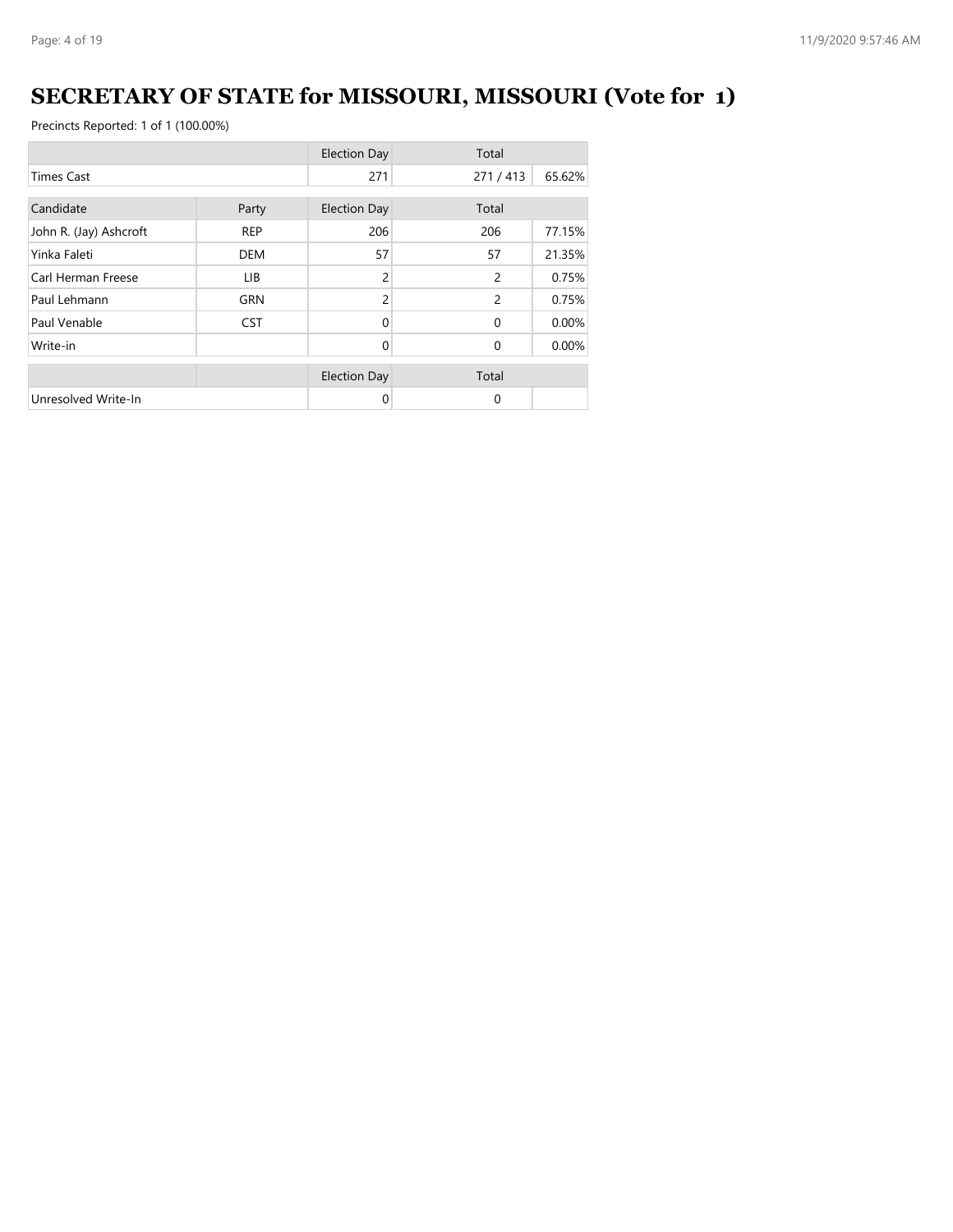# SECRETARY OF STATE for MISSOURI, MISSOURI (Vote for 1)

Precincts Reported: 1 of 1 (100.00%)

| | | Election Day | Total | |
|---|---|---|---|---|
| Times Cast | | 271 | 271 / 413 | 65.62% |

| Candidate | Party | Election Day | Total | |
|---|---|---|---|---|
| John R. (Jay) Ashcroft | REP | 206 | 206 | 77.15% |
| Yinka Faleti | DEM | 57 | 57 | 21.35% |
| Carl Herman Freese | LIB | 2 | 2 | 0.75% |
| Paul Lehmann | GRN | 2 | 2 | 0.75% |
| Paul Venable | CST | 0 | 0 | 0.00% |
| Write-in | | 0 | 0 | 0.00% |

| | | Election Day | Total | |
|---|---|---|---|---|
| Unresolved Write-In | | 0 | 0 | |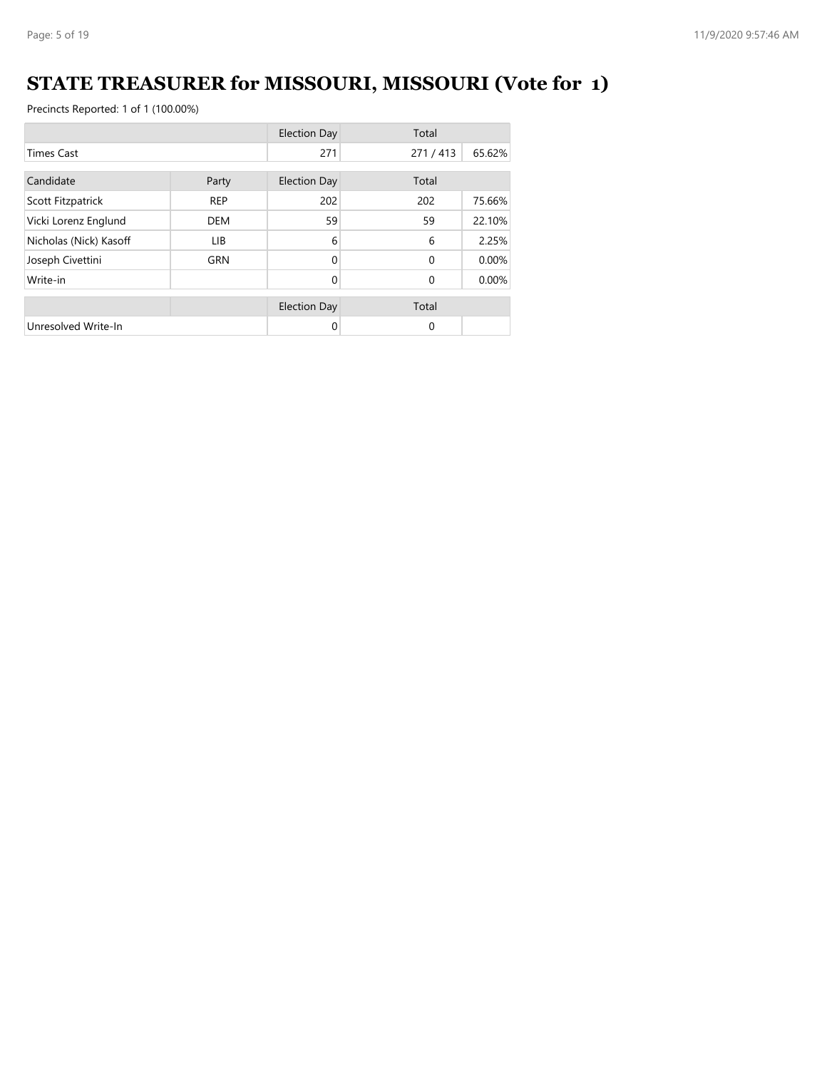# STATE TREASURER for MISSOURI, MISSOURI (Vote for 1)

Precincts Reported: 1 of 1 (100.00%)

| | | Election Day | Total | |
|---|---|---|---|---|
| Times Cast | | 271 | 271 / 413 | 65.62% |

| Candidate | Party | Election Day | Total | |
|---|---|---|---|---|
| Scott Fitzpatrick | REP | 202 | 202 | 75.66% |
| Vicki Lorenz Englund | DEM | 59 | 59 | 22.10% |
| Nicholas (Nick) Kasoff | LIB | 6 | 6 | 2.25% |
| Joseph Civettini | GRN | 0 | 0 | 0.00% |
| Write-in | | 0 | 0 | 0.00% |

| | | Election Day | Total | |
|---|---|---|---|---|
| Unresolved Write-In | | 0 | 0 | |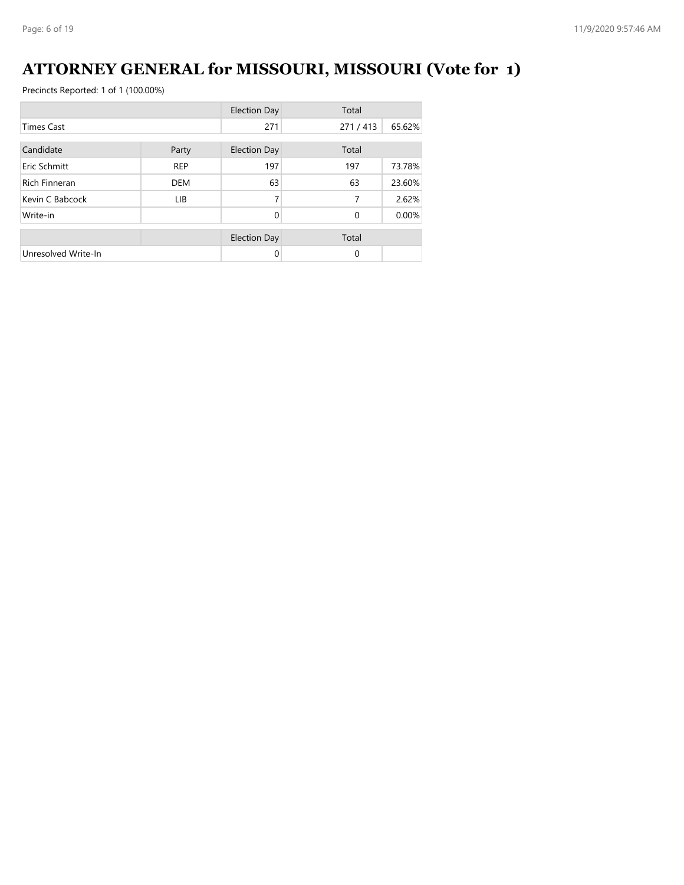# ATTORNEY GENERAL for MISSOURI, MISSOURI (Vote for 1)

Precincts Reported: 1 of 1 (100.00%)

| | | Election Day | Total | |
|---|---|---|---|---|
| Times Cast | | 271 | 271 / 413 | 65.62% |

| Candidate | Party | Election Day | Total | |
|---|---|---|---|---|
| Eric Schmitt | REP | 197 | 197 | 73.78% |
| Rich Finneran | DEM | 63 | 63 | 23.60% |
| Kevin C Babcock | LIB | 7 | 7 | 2.62% |
| Write-in | | 0 | 0 | 0.00% |

| | | Election Day | Total | |
|---|---|---|---|---|
| Unresolved Write-In | | 0 | 0 | |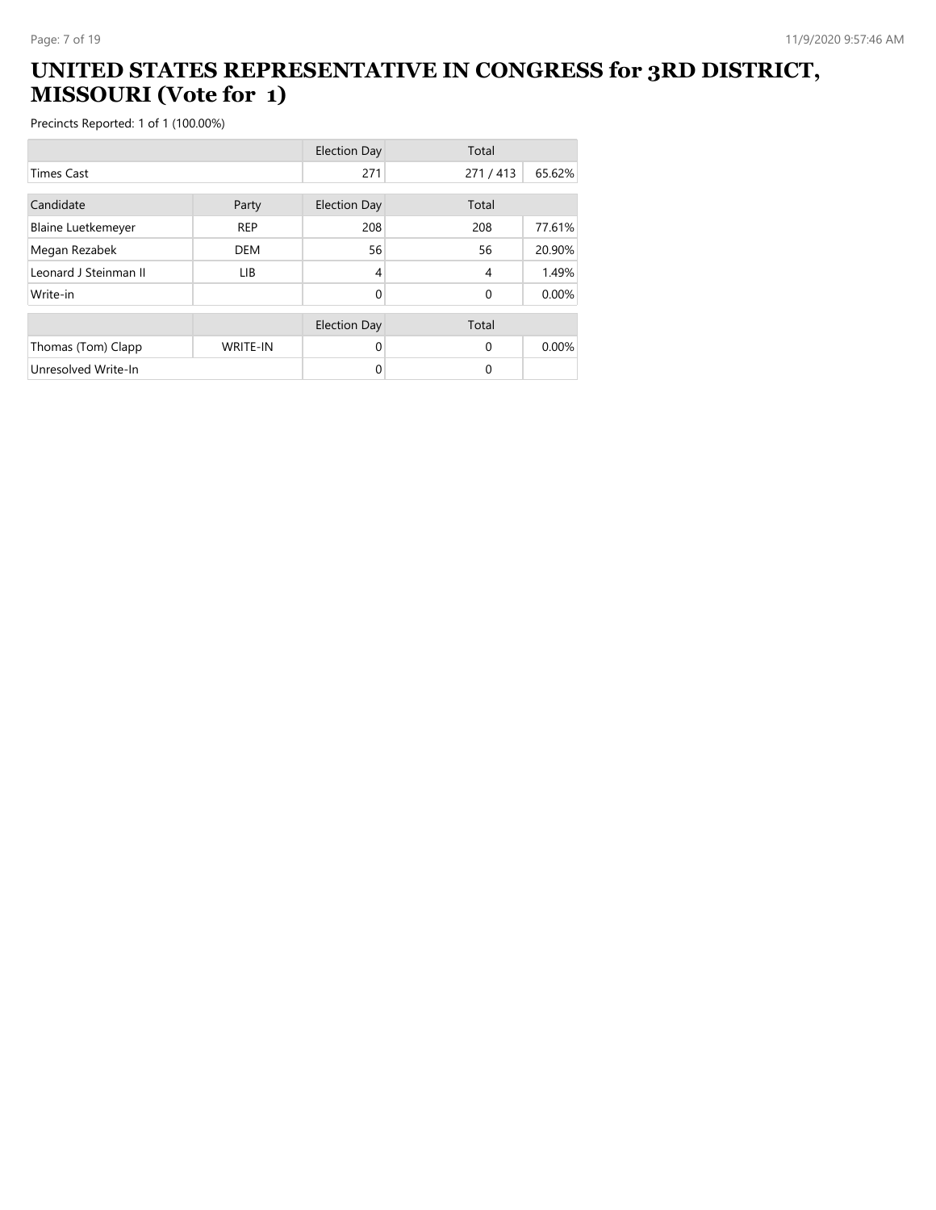# UNITED STATES REPRESENTATIVE IN CONGRESS for 3RD DISTRICT, MISSOURI (Vote for 1)

Precincts Reported: 1 of 1 (100.00%)

| | | Election Day | Total | |
|---|---|---|---|---|
| Times Cast | | 271 | 271 / 413 | 65.62% |

| Candidate | Party | Election Day | Total | |
|---|---|---|---|---|
| Blaine Luetkemeyer | REP | 208 | 208 | 77.61% |
| Megan Rezabek | DEM | 56 | 56 | 20.90% |
| Leonard J Steinman II | LIB | 4 | 4 | 1.49% |
| Write-in | | 0 | 0 | 0.00% |

| | | Election Day | Total | |
|---|---|---|---|---|
| Thomas (Tom) Clapp | WRITE-IN | 0 | 0 | 0.00% |
| Unresolved Write-In | | 0 | 0 | |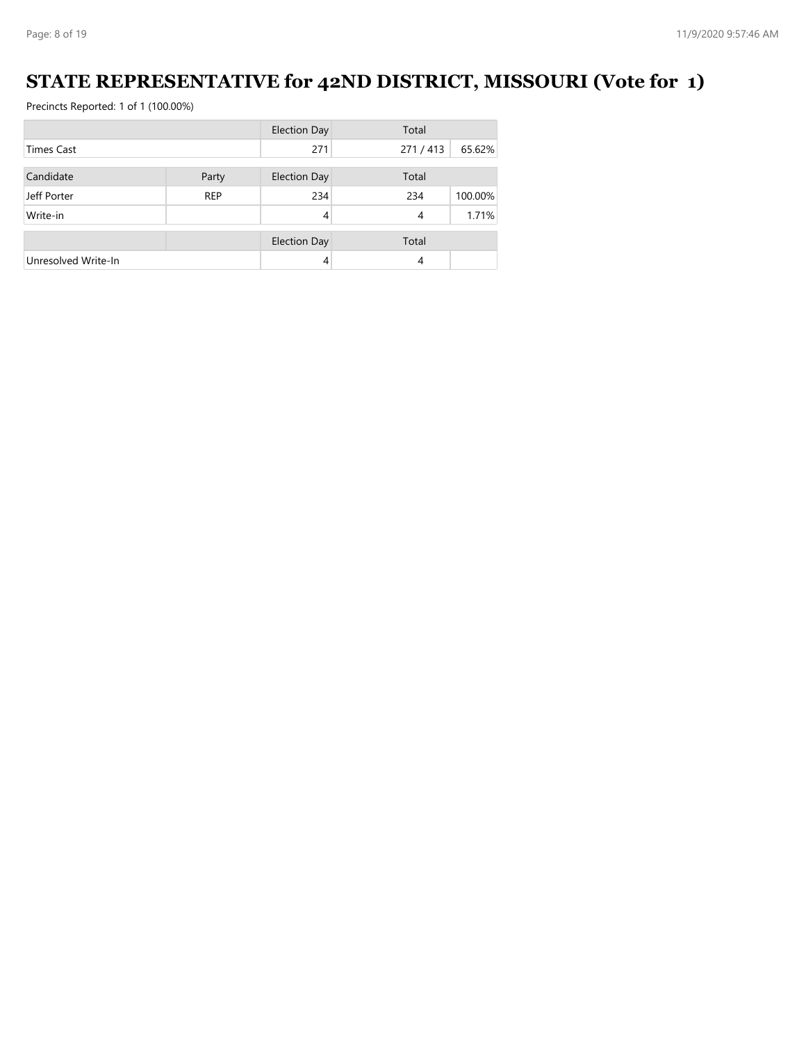# STATE REPRESENTATIVE for 42ND DISTRICT, MISSOURI (Vote for 1)

Precincts Reported: 1 of 1 (100.00%)

| | | Election Day | Total | |
|---|---|---|---|---|
| Times Cast | | 271 | 271 / 413 | 65.62% |

| Candidate | Party | Election Day | Total | |
|---|---|---|---|---|
| Jeff Porter | REP | 234 | 234 | 100.00% |
| Write-in | | 4 | 4 | 1.71% |

| | | Election Day | Total | |
|---|---|---|---|---|
| Unresolved Write-In | | 4 | 4 | |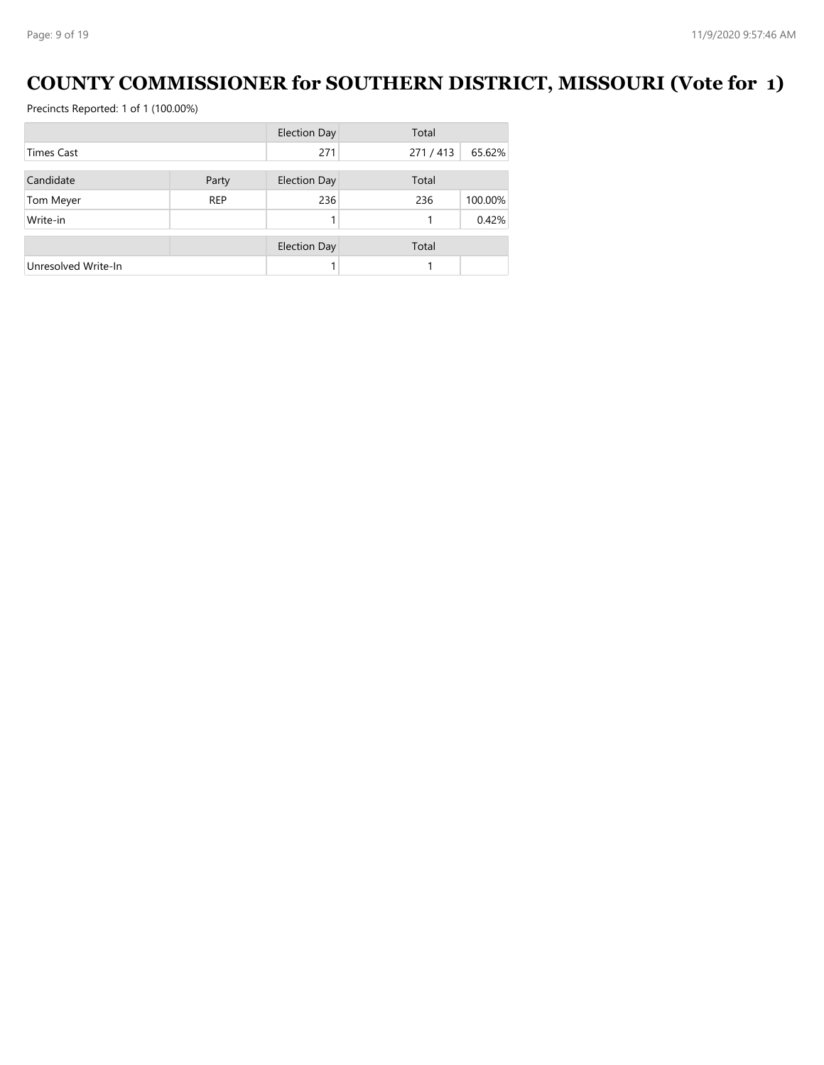# COUNTY COMMISSIONER for SOUTHERN DISTRICT, MISSOURI (Vote for 1)

Precincts Reported: 1 of 1 (100.00%)

| | | Election Day | Total | |
|---|---|---|---|---|
| Times Cast | | 271 | 271 / 413 | 65.62% |

| Candidate | Party | Election Day | Total | |
|---|---|---|---|---|
| Tom Meyer | REP | 236 | 236 | 100.00% |
| Write-in | | 1 | 1 | 0.42% |

| | | Election Day | Total | |
|---|---|---|---|---|
| Unresolved Write-In | | 1 | 1 | |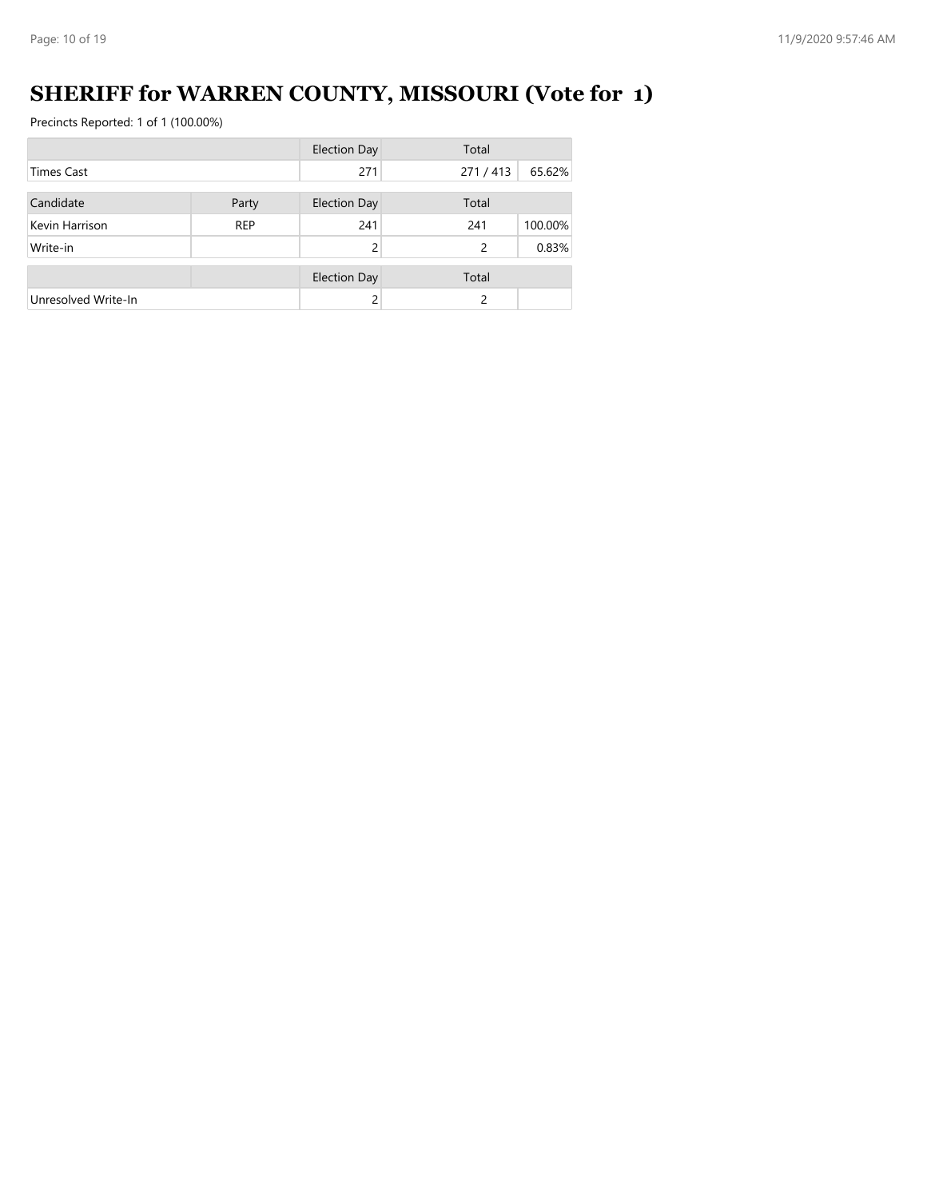# SHERIFF for WARREN COUNTY, MISSOURI (Vote for 1)

Precincts Reported: 1 of 1 (100.00%)

| | | Election Day | Total | |
|---|---|---|---|---|
| Times Cast | | 271 | 271 / 413 | 65.62% |

| Candidate | Party | Election Day | Total | |
|---|---|---|---|---|
| Kevin Harrison | REP | 241 | 241 | 100.00% |
| Write-in | | 2 | 2 | 0.83% |

| | | Election Day | Total | |
|---|---|---|---|---|
| Unresolved Write-In | | 2 | 2 | |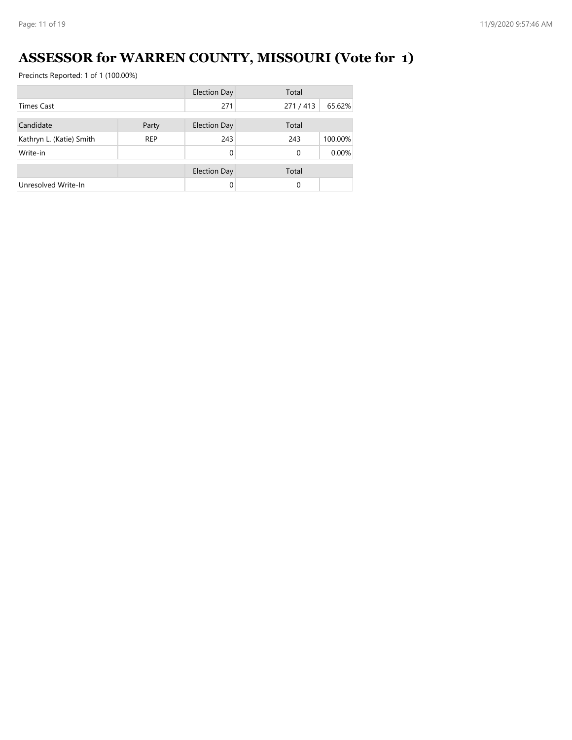# ASSESSOR for WARREN COUNTY, MISSOURI (Vote for 1)

Precincts Reported: 1 of 1 (100.00%)

| | | Election Day | Total | |
|---|---|---|---|---|
| Times Cast | | 271 | 271 / 413 | 65.62% |

| Candidate | Party | Election Day | Total | |
|---|---|---|---|---|
| Kathryn L. (Katie) Smith | REP | 243 | 243 | 100.00% |
| Write-in | | 0 | 0 | 0.00% |

| | | Election Day | Total | |
|---|---|---|---|---|
| Unresolved Write-In | | 0 | 0 | |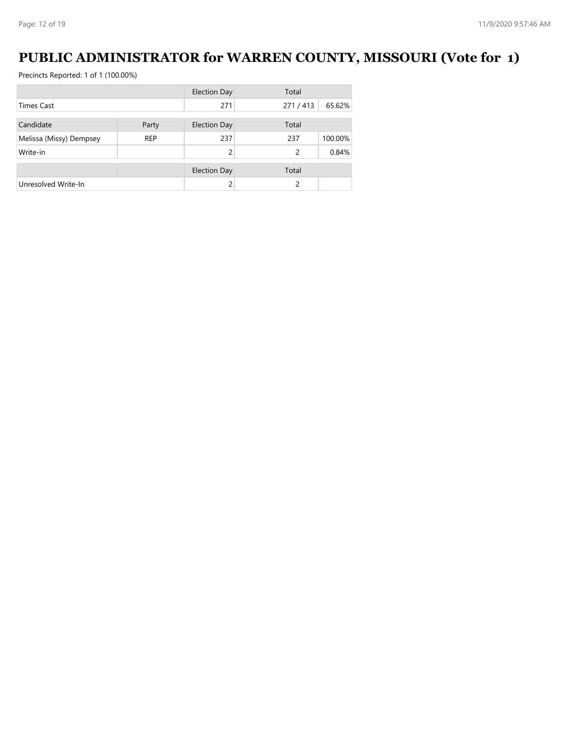# PUBLIC ADMINISTRATOR for WARREN COUNTY, MISSOURI (Vote for 1)

Precincts Reported: 1 of 1 (100.00%)

| | | Election Day | Total | |
|---|---|---|---|---|
| Times Cast | | 271 | 271 / 413 | 65.62% |

| Candidate | Party | Election Day | Total | |
|---|---|---|---|---|
| Melissa (Missy) Dempsey | REP | 237 | 237 | 100.00% |
| Write-in | | 2 | 2 | 0.84% |

| | | Election Day | Total | |
|---|---|---|---|---|
| Unresolved Write-In | | 2 | 2 | |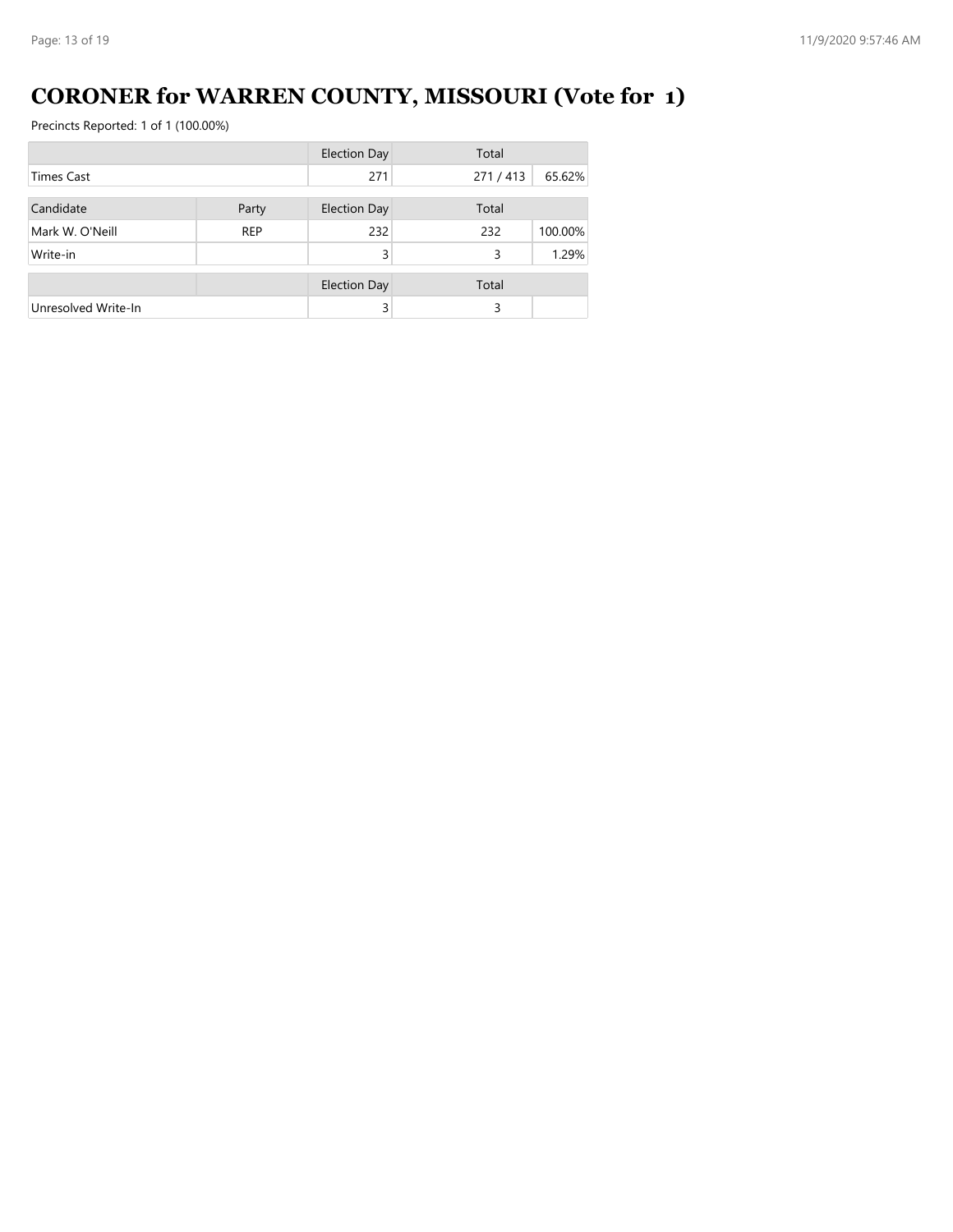# CORONER for WARREN COUNTY, MISSOURI (Vote for 1)

Precincts Reported: 1 of 1 (100.00%)

| | | Election Day | Total | |
|---|---|---|---|---|
| Times Cast | | 271 | 271 / 413 | 65.62% |

| Candidate | Party | Election Day | Total | |
|---|---|---|---|---|
| Mark W. O'Neill | REP | 232 | 232 | 100.00% |
| Write-in | | 3 | 3 | 1.29% |

| | | Election Day | Total | |
|---|---|---|---|---|
| Unresolved Write-In | | 3 | 3 | |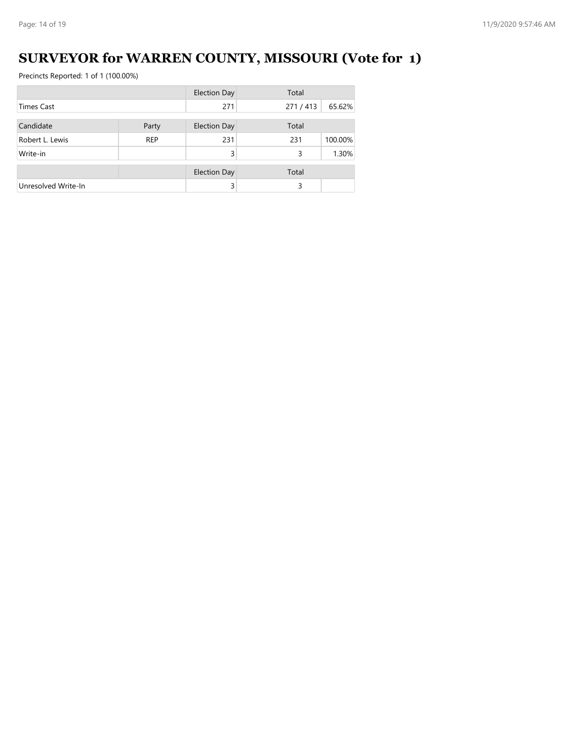# SURVEYOR for WARREN COUNTY, MISSOURI (Vote for 1)

Precincts Reported: 1 of 1 (100.00%)

| | | Election Day | Total | |
|---|---|---|---|---|
| Times Cast | | 271 | 271 / 413 | 65.62% |

| Candidate | Party | Election Day | Total | |
|---|---|---|---|---|
| Robert L. Lewis | REP | 231 | 231 | 100.00% |
| Write-in | | 3 | 3 | 1.30% |

| | | Election Day | Total | |
|---|---|---|---|---|
| Unresolved Write-In | | 3 | 3 | |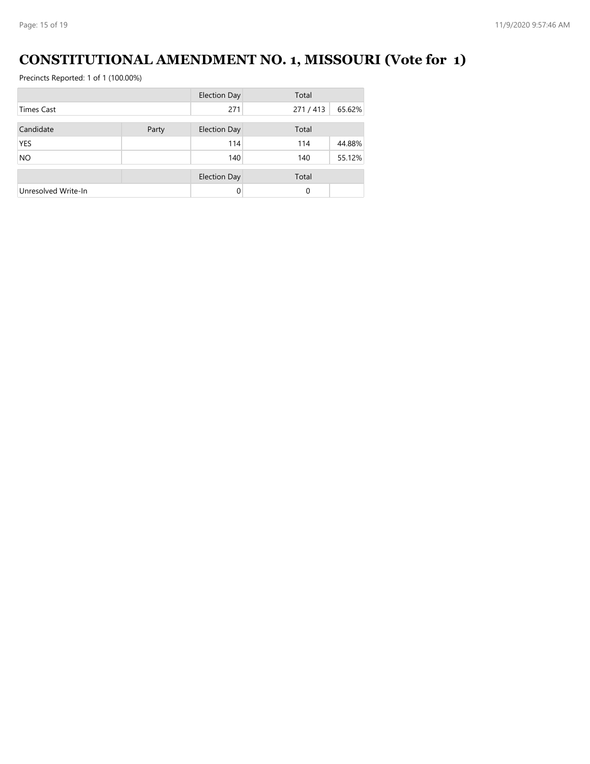# CONSTITUTIONAL AMENDMENT NO. 1, MISSOURI (Vote for 1)

Precincts Reported: 1 of 1 (100.00%)

| | | Election Day | Total | |
|---|---|---|---|---|
| Times Cast | | 271 | 271 / 413 | 65.62% |

| Candidate | Party | Election Day | Total | |
|---|---|---|---|---|
| YES | | 114 | 114 | 44.88% |
| NO | | 140 | 140 | 55.12% |

| | | Election Day | Total | |
|---|---|---|---|---|
| Unresolved Write-In | | 0 | 0 | |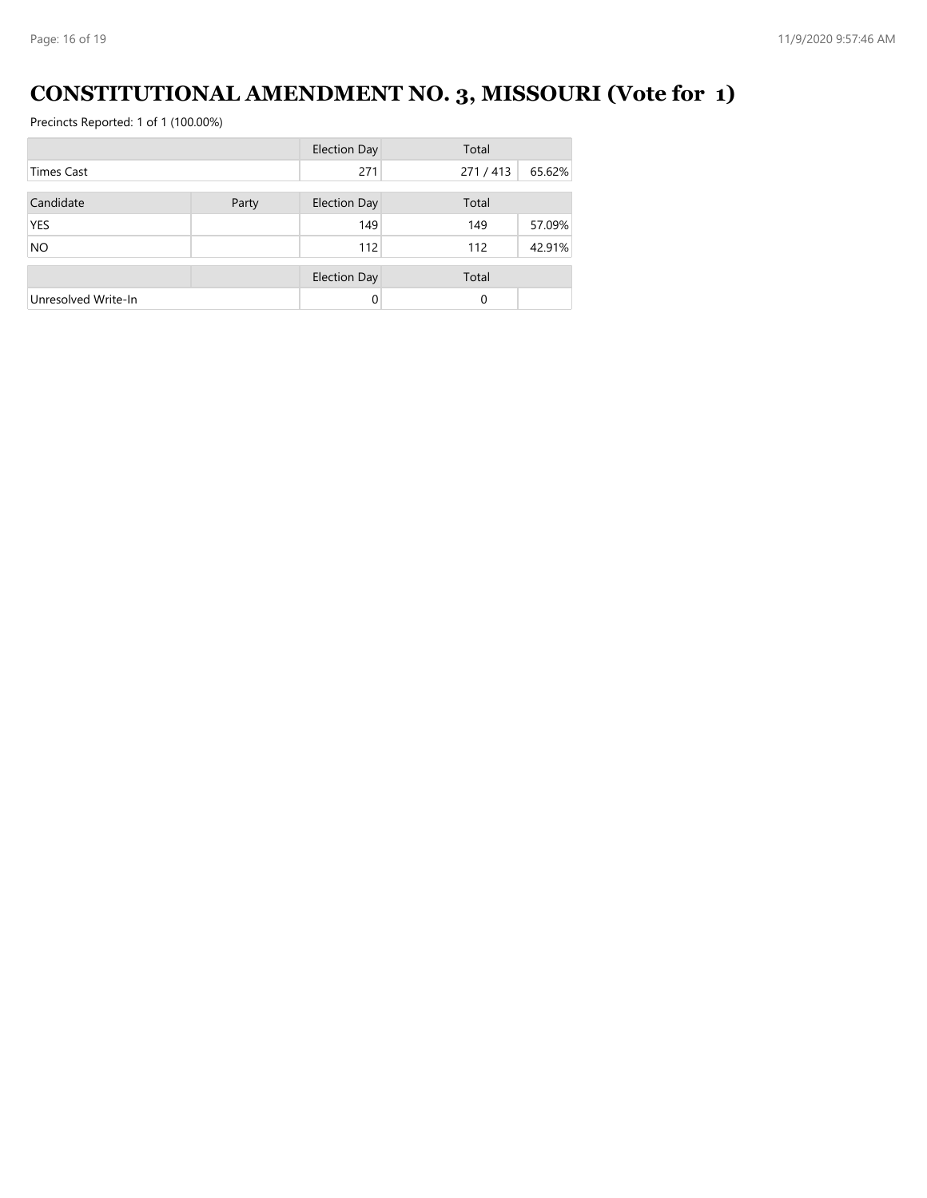# CONSTITUTIONAL AMENDMENT NO. 3, MISSOURI (Vote for 1)

Precincts Reported: 1 of 1 (100.00%)

| | | Election Day | Total | |
|---|---|---|---|---|
| Times Cast | | 271 | 271 / 413 | 65.62% |

| Candidate | Party | Election Day | Total | |
|---|---|---|---|---|
| YES | | 149 | 149 | 57.09% |
| NO | | 112 | 112 | 42.91% |

| | | Election Day | Total | |
|---|---|---|---|---|
| Unresolved Write-In | | 0 | 0 | |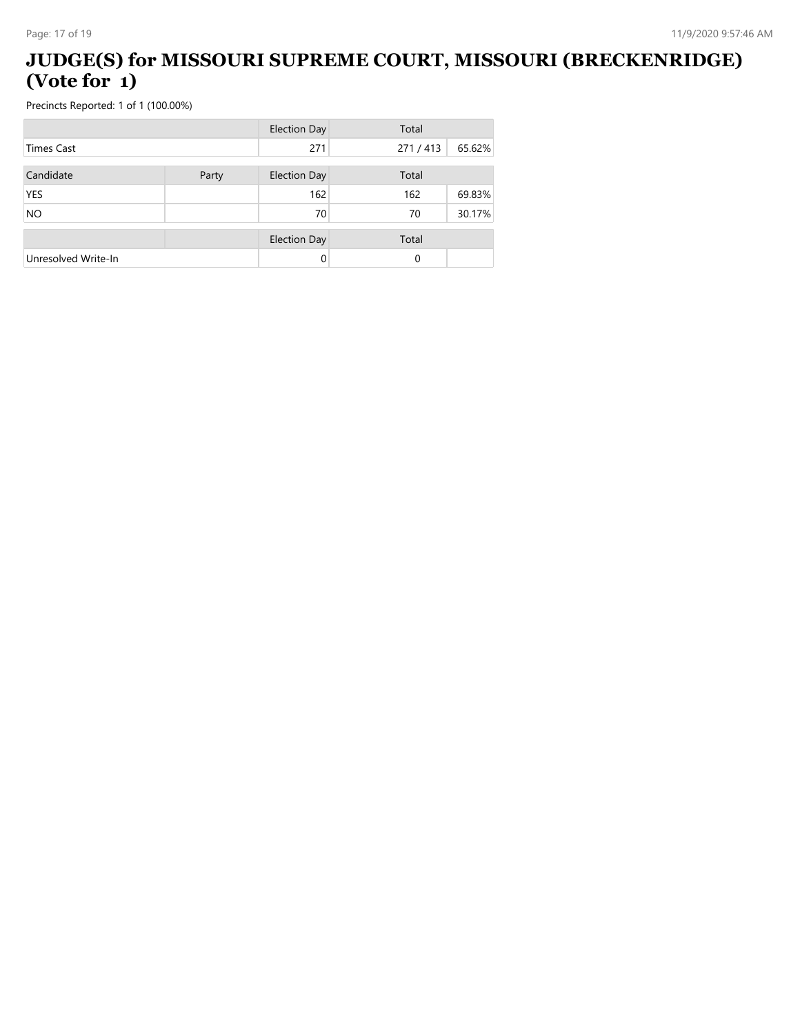# JUDGE(S) for MISSOURI SUPREME COURT, MISSOURI (BRECKENRIDGE) (Vote for 1)

Precincts Reported: 1 of 1 (100.00%)

| | | Election Day | Total | |
|---|---|---|---|---|
| Times Cast | | 271 | 271 / 413 | 65.62% |

| Candidate | Party | Election Day | Total | |
|---|---|---|---|---|
| YES | | 162 | 162 | 69.83% |
| NO | | 70 | 70 | 30.17% |

| | | Election Day | Total | |
|---|---|---|---|---|
| Unresolved Write-In | | 0 | 0 | |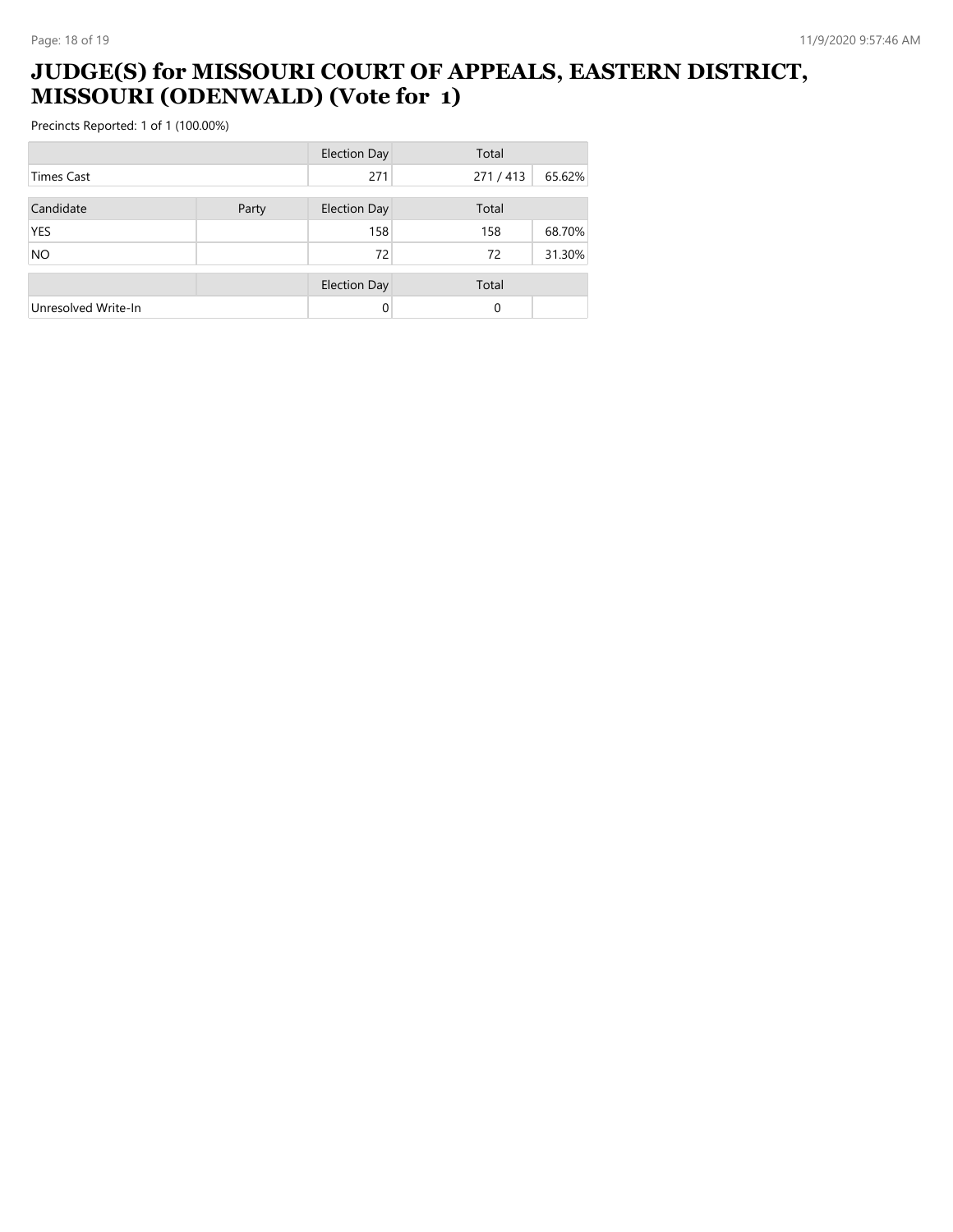# JUDGE(S) for MISSOURI COURT OF APPEALS, EASTERN DISTRICT, MISSOURI (ODENWALD) (Vote for 1)

Precincts Reported: 1 of 1 (100.00%)

| | | Election Day | Total | |
|---|---|---|---|---|
| Times Cast | | 271 | 271 / 413 | 65.62% |

| Candidate | Party | Election Day | Total | |
|---|---|---|---|---|
| YES | | 158 | 158 | 68.70% |
| NO | | 72 | 72 | 31.30% |

| | | Election Day | Total | |
|---|---|---|---|---|
| Unresolved Write-In | | 0 | 0 | |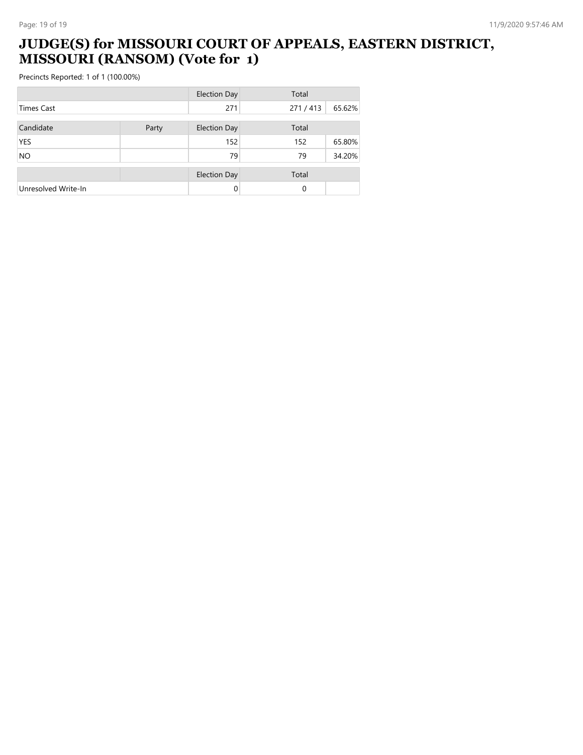# JUDGE(S) for MISSOURI COURT OF APPEALS, EASTERN DISTRICT, MISSOURI (RANSOM) (Vote for 1)

Precincts Reported: 1 of 1 (100.00%)

| | | Election Day | Total | |
|---|---|---|---|---|
| Times Cast | | 271 | 271 / 413 | 65.62% |

| Candidate | Party | Election Day | Total | |
|---|---|---|---|---|
| YES | | 152 | 152 | 65.80% |
| NO | | 79 | 79 | 34.20% |

| | | Election Day | Total | |
|---|---|---|---|---|
| Unresolved Write-In | | 0 | 0 | |